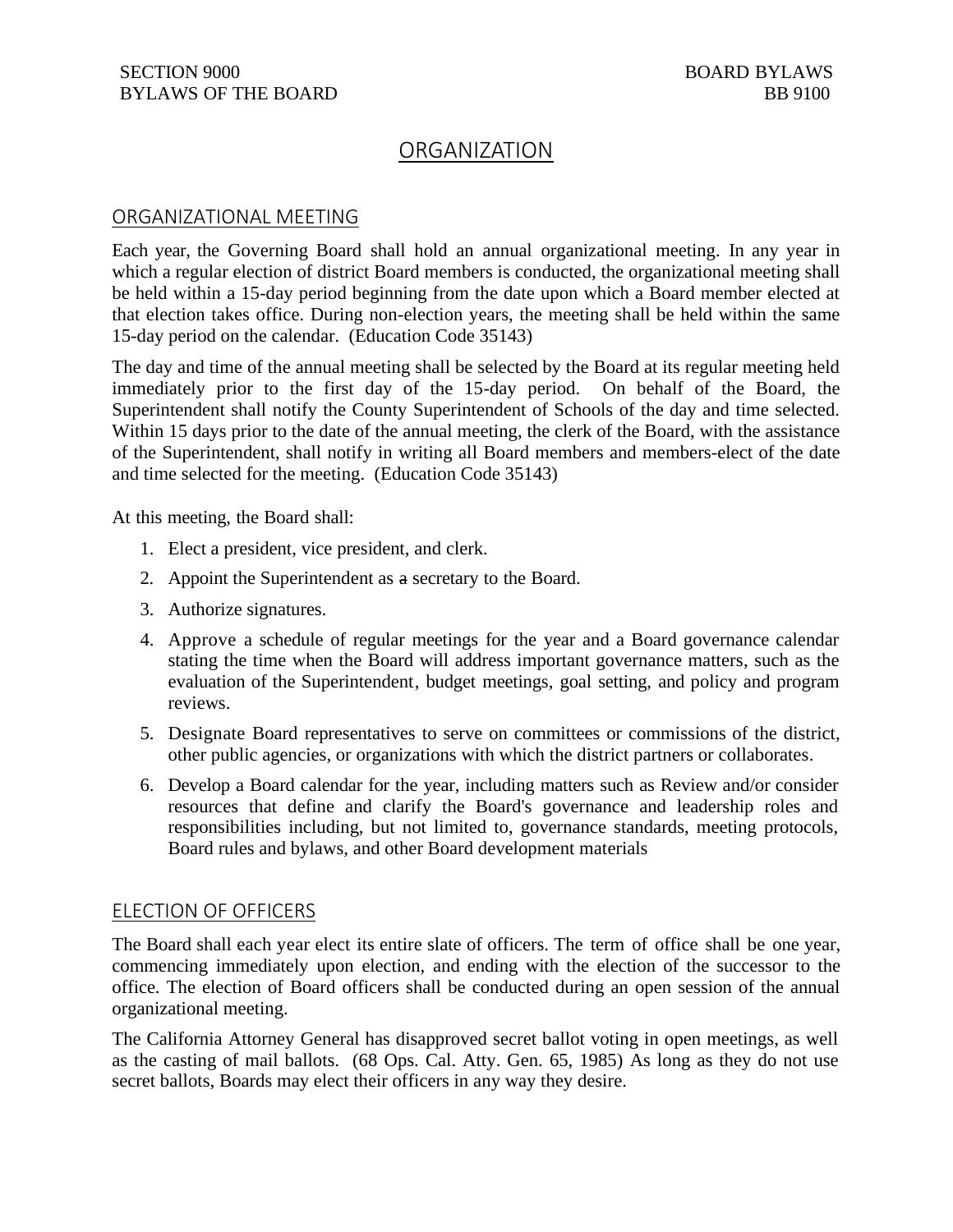SECTION 9000
BYLAWS OF THE BOARD

BOARD BYLAWS
BB 9100

# ORGANIZATION

## ORGANIZATIONAL MEETING

Each year, the Governing Board shall hold an annual organizational meeting. In any year in which a regular election of district Board members is conducted, the organizational meeting shall be held within a 15-day period beginning from the date upon which a Board member elected at that election takes office. During non-election years, the meeting shall be held within the same 15-day period on the calendar. (Education Code 35143)

The day and time of the annual meeting shall be selected by the Board at its regular meeting held immediately prior to the first day of the 15-day period. On behalf of the Board, the Superintendent shall notify the County Superintendent of Schools of the day and time selected. Within 15 days prior to the date of the annual meeting, the clerk of the Board, with the assistance of the Superintendent, shall notify in writing all Board members and members-elect of the date and time selected for the meeting. (Education Code 35143)

At this meeting, the Board shall:

1. Elect a president, vice president, and clerk.
2. Appoint the Superintendent as ~~a~~ secretary to the Board.
3. Authorize signatures.
4. Approve a schedule of regular meetings for the year and a Board governance calendar stating the time when the Board will address important governance matters, such as the evaluation of the Superintendent, budget meetings, goal setting, and policy and program reviews.
5. Designate Board representatives to serve on committees or commissions of the district, other public agencies, or organizations with which the district partners or collaborates.
6. Develop a Board calendar for the year, including matters such as Review and/or consider resources that define and clarify the Board's governance and leadership roles and responsibilities including, but not limited to, governance standards, meeting protocols, Board rules and bylaws, and other Board development materials

## ELECTION OF OFFICERS

The Board shall each year elect its entire slate of officers. The term of office shall be one year, commencing immediately upon election, and ending with the election of the successor to the office. The election of Board officers shall be conducted during an open session of the annual organizational meeting.

The California Attorney General has disapproved secret ballot voting in open meetings, as well as the casting of mail ballots. (68 Ops. Cal. Atty. Gen. 65, 1985) As long as they do not use secret ballots, Boards may elect their officers in any way they desire.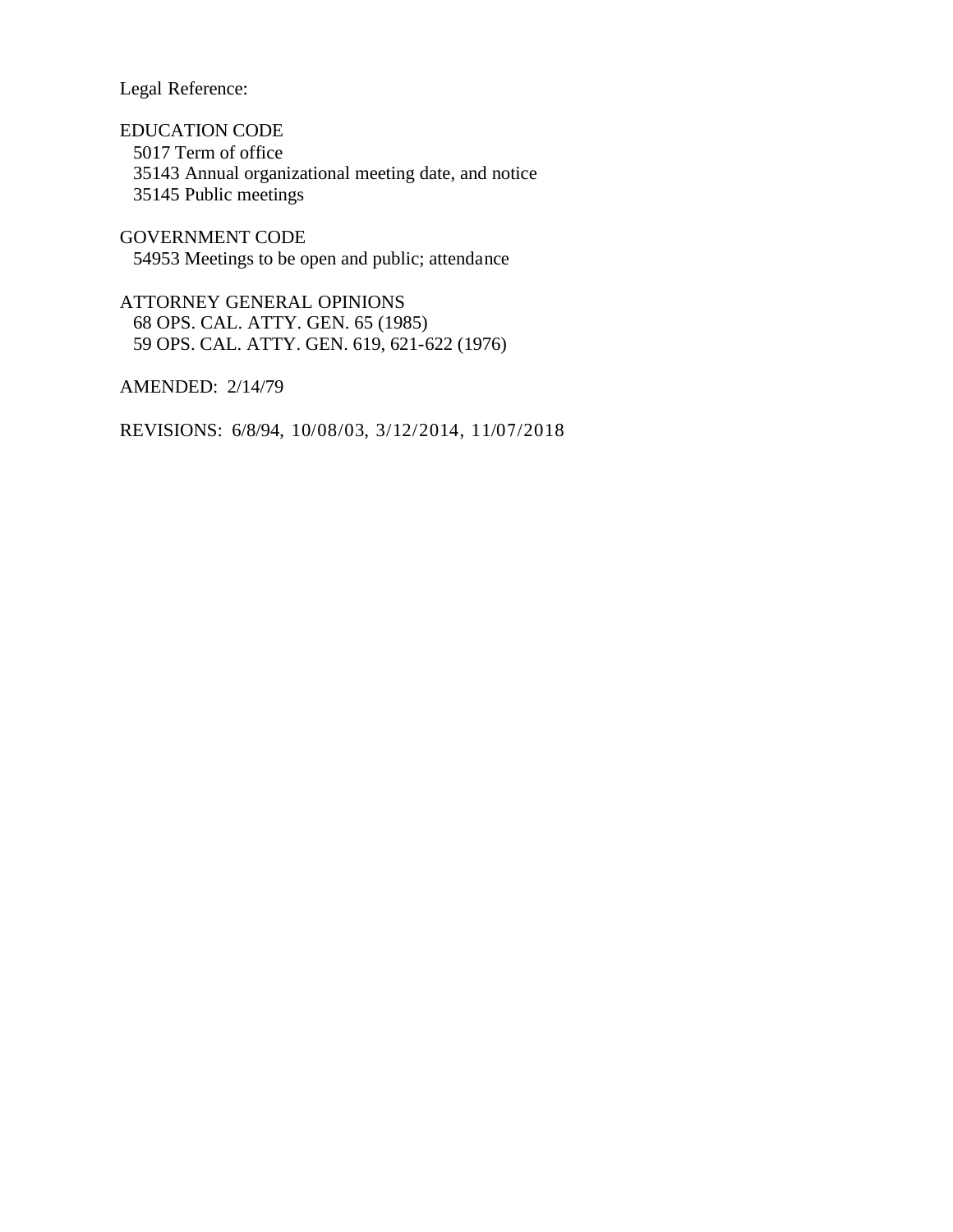Legal Reference:

EDUCATION CODE
5017 Term of office
35143 Annual organizational meeting date, and notice
35145 Public meetings

GOVERNMENT CODE
54953 Meetings to be open and public; attendance

ATTORNEY GENERAL OPINIONS
68 OPS. CAL. ATTY. GEN. 65 (1985)
59 OPS. CAL. ATTY. GEN. 619, 621-622 (1976)

AMENDED: 2/14/79

REVISIONS: 6/8/94, 10/08/03, 3/12/2014, 11/07/2018